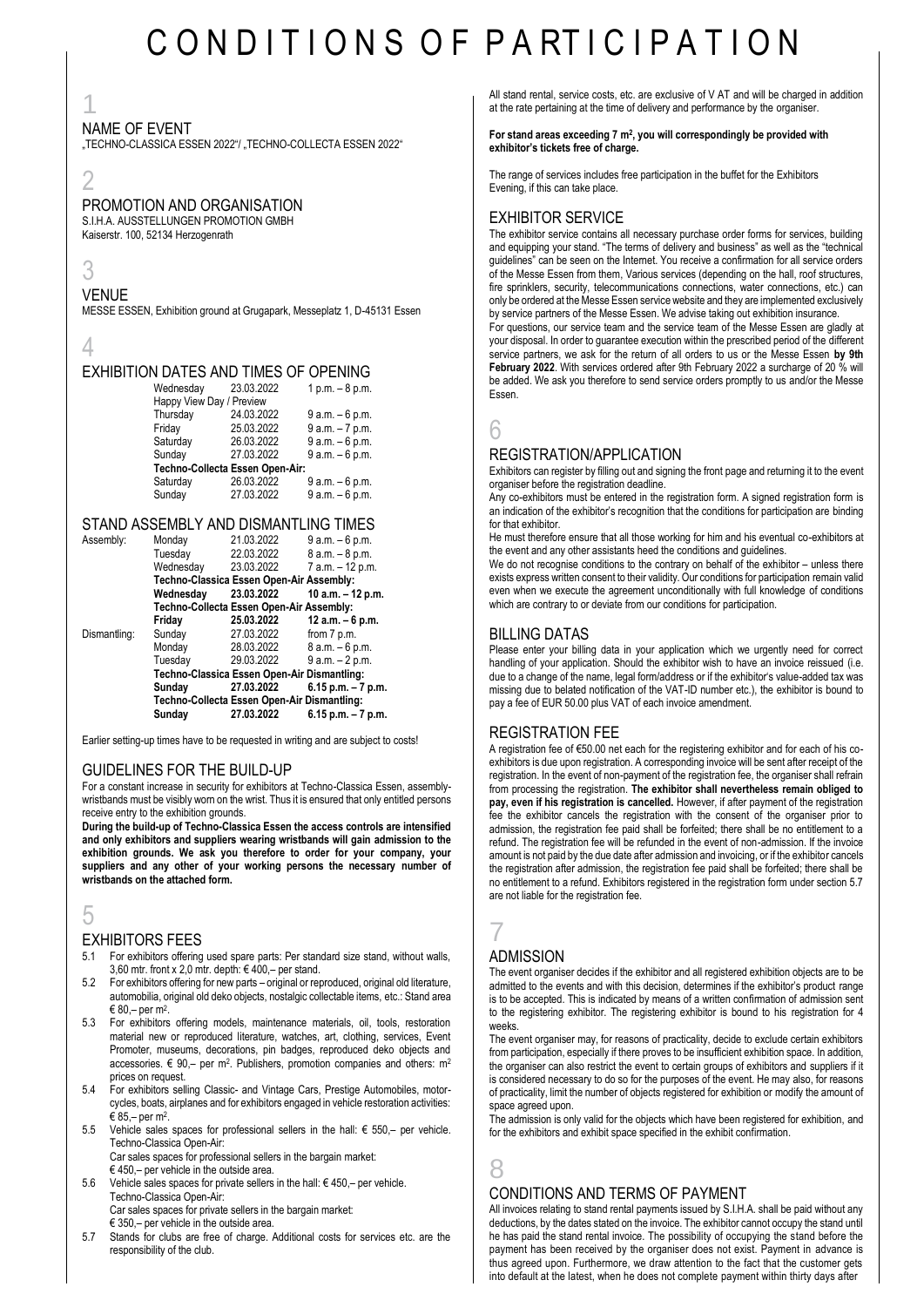// Conditions of participation, page 1

# CONDITIONS OF PARTICIPATION

## 1

### NAME OF EVENT

„TECHNO-CLASSICA ESSEN 2022"/ „TECHNO-COLLECTA ESSEN 2022"

## 2

### PROMOTION AND ORGANISATION

S.I.H.A. AUSSTELLUNGEN PROMOTION GMBH
Kaiserstr. 100, 52134 Herzogenrath

## 3

### VENUE

MESSE ESSEN, Exhibition ground at Grugapark, Messeplatz 1, D-45131 Essen

## 4

### EXHIBITION DATES AND TIMES OF OPENING

| | | |
|---|---|---|
| Wednesday | 23.03.2022 | 1 p.m. – 8 p.m. |
| Happy View Day / Preview | | |
| Thursday | 24.03.2022 | 9 a.m. – 6 p.m. |
| Friday | 25.03.2022 | 9 a.m. – 7 p.m. |
| Saturday | 26.03.2022 | 9 a.m. – 6 p.m. |
| Sunday | 27.03.2022 | 9 a.m. – 6 p.m. |
| **Techno-Collecta Essen Open-Air:** | | |
| Saturday | 26.03.2022 | 9 a.m. – 6 p.m. |
| Sunday | 27.03.2022 | 9 a.m. – 6 p.m. |

### STAND ASSEMBLY AND DISMANTLING TIMES

| | | | |
|---|---|---|---|
| Assembly: | Monday | 21.03.2022 | 9 a.m. – 6 p.m. |
| | Tuesday | 22.03.2022 | 8 a.m. – 8 p.m. |
| | Wednesday | 23.03.2022 | 7 a.m. – 12 p.m. |
| | **Techno-Classica Essen Open-Air Assembly:** | | |
| | **Wednesday** | **23.03.2022** | **10 a.m. – 12 p.m.** |
| | **Techno-Collecta Essen Open-Air Assembly:** | | |
| | **Friday** | **25.03.2022** | **12 a.m. – 6 p.m.** |
| Dismantling: | Sunday | 27.03.2022 | from 7 p.m. |
| | Monday | 28.03.2022 | 8 a.m. – 6 p.m. |
| | Tuesday | 29.03.2022 | 9 a.m. – 2 p.m. |
| | **Techno-Classica Essen Open-Air Dismantling:** | | |
| | **Sunday** | **27.03.2022** | **6.15 p.m. – 7 p.m.** |
| | **Techno-Collecta Essen Open-Air Dismantling:** | | |
| | **Sunday** | **27.03.2022** | **6.15 p.m. – 7 p.m.** |

Earlier setting-up times have to be requested in writing and are subject to costs!

### GUIDELINES FOR THE BUILD-UP

For a constant increase in security for exhibitors at Techno-Classica Essen, assembly-wristbands must be visibly worn on the wrist. Thus it is ensured that only entitled persons receive entry to the exhibition grounds.

**During the build-up of Techno-Classica Essen the access controls are intensified and only exhibitors and suppliers wearing wristbands will gain admission to the exhibition grounds. We ask you therefore to order for your company, your suppliers and any other of your working persons the necessary number of wristbands on the attached form.**

## 5

### EXHIBITORS FEES

5.1 For exhibitors offering used spare parts: Per standard size stand, without walls, 3,60 mtr. front x 2,0 mtr. depth: € 400,– per stand.

5.2 For exhibitors offering for new parts – original or reproduced, original old literature, automobilia, original old deko objects, nostalgic collectable items, etc.: Stand area € 80,– per m².

5.3 For exhibitors offering models, maintenance materials, oil, tools, restoration material new or reproduced literature, watches, art, clothing, services, Event Promoter, museums, decorations, pin badges, reproduced deko objects and accessories. € 90,– per m². Publishers, promotion companies and others: m² prices on request.

5.4 For exhibitors selling Classic- and Vintage Cars, Prestige Automobiles, motor-cycles, boats, airplanes and for exhibitors engaged in vehicle restoration activities: € 85,– per m².

5.5 Vehicle sales spaces for professional sellers in the hall: € 550,– per vehicle.
Techno-Classica Open-Air:
Car sales spaces for professional sellers in the bargain market:
€ 450,– per vehicle in the outside area.

5.6 Vehicle sales spaces for private sellers in the hall: € 450,– per vehicle.
Techno-Classica Open-Air:
Car sales spaces for private sellers in the bargain market:
€ 350,– per vehicle in the outside area.

5.7 Stands for clubs are free of charge. Additional costs for services etc. are the responsibility of the club.

All stand rental, service costs, etc. are exclusive of V AT and will be charged in addition at the rate pertaining at the time of delivery and performance by the organiser.

**For stand areas exceeding 7 m², you will correspondingly be provided with exhibitor's tickets free of charge.**

The range of services includes free participation in the buffet for the Exhibitors Evening, if this can take place.

### EXHIBITOR SERVICE

The exhibitor service contains all necessary purchase order forms for services, building and equipping your stand. "The terms of delivery and business" as well as the "technical guidelines" can be seen on the Internet. You receive a confirmation for all service orders of the Messe Essen from them, Various services (depending on the hall, roof structures, fire sprinklers, security, telecommunications connections, water connections, etc.) can only be ordered at the Messe Essen service website and they are implemented exclusively by service partners of the Messe Essen. We advise taking out exhibition insurance.

For questions, our service team and the service team of the Messe Essen are gladly at your disposal. In order to guarantee execution within the prescribed period of the different service partners, we ask for the return of all orders to us or the Messe Essen **by 9th February 2022**. With services ordered after 9th February 2022 a surcharge of 20 % will be added. We ask you therefore to send service orders promptly to us and/or the Messe Essen.

## 6

### REGISTRATION/APPLICATION

Exhibitors can register by filling out and signing the front page and returning it to the event organiser before the registration deadline.

Any co-exhibitors must be entered in the registration form. A signed registration form is an indication of the exhibitor's recognition that the conditions for participation are binding for that exhibitor.

He must therefore ensure that all those working for him and his eventual co-exhibitors at the event and any other assistants heed the conditions and guidelines.

We do not recognise conditions to the contrary on behalf of the exhibitor – unless there exists express written consent to their validity. Our conditions for participation remain valid even when we execute the agreement unconditionally with full knowledge of conditions which are contrary to or deviate from our conditions for participation.

### BILLING DATAS

Please enter your billing data in your application which we urgently need for correct handling of your application. Should the exhibitor wish to have an invoice reissued (i.e. due to a change of the name, legal form/address or if the exhibitor's value-added tax was missing due to belated notification of the VAT-ID number etc.), the exhibitor is bound to pay a fee of EUR 50.00 plus VAT of each invoice amendment.

### REGISTRATION FEE

A registration fee of €50.00 net each for the registering exhibitor and for each of his co-exhibitors is due upon registration. A corresponding invoice will be sent after receipt of the registration. In the event of non-payment of the registration fee, the organiser shall refrain from processing the registration. **The exhibitor shall nevertheless remain obliged to pay, even if his registration is cancelled.** However, if after payment of the registration fee the exhibitor cancels the registration with the consent of the organiser prior to admission, the registration fee paid shall be forfeited; there shall be no entitlement to a refund. The registration fee will be refunded in the event of non-admission. If the invoice amount is not paid by the due date after admission and invoicing, or if the exhibitor cancels the registration after admission, the registration fee paid shall be forfeited; there shall be no entitlement to a refund. Exhibitors registered in the registration form under section 5.7 are not liable for the registration fee.

## 7

### ADMISSION

The event organiser decides if the exhibitor and all registered exhibition objects are to be admitted to the events and with this decision, determines if the exhibitor's product range is to be accepted. This is indicated by means of a written confirmation of admission sent to the registering exhibitor. The registering exhibitor is bound to his registration for 4 weeks.

The event organiser may, for reasons of practicality, decide to exclude certain exhibitors from participation, especially if there proves to be insufficient exhibition space. In addition, the organiser can also restrict the event to certain groups of exhibitors and suppliers if it is considered necessary to do so for the purposes of the event. He may also, for reasons of practicality, limit the number of objects registered for exhibition or modify the amount of space agreed upon.

The admission is only valid for the objects which have been registered for exhibition, and for the exhibitors and exhibit space specified in the exhibit confirmation.

## 8

### CONDITIONS AND TERMS OF PAYMENT

All invoices relating to stand rental payments issued by S.I.H.A. shall be paid without any deductions, by the dates stated on the invoice. The exhibitor cannot occupy the stand until he has paid the stand rental invoice. The possibility of occupying the stand before the payment has been received by the organiser does not exist. Payment in advance is thus agreed upon. Furthermore, we draw attention to the fact that the customer gets into default at the latest, when he does not complete payment within thirty days after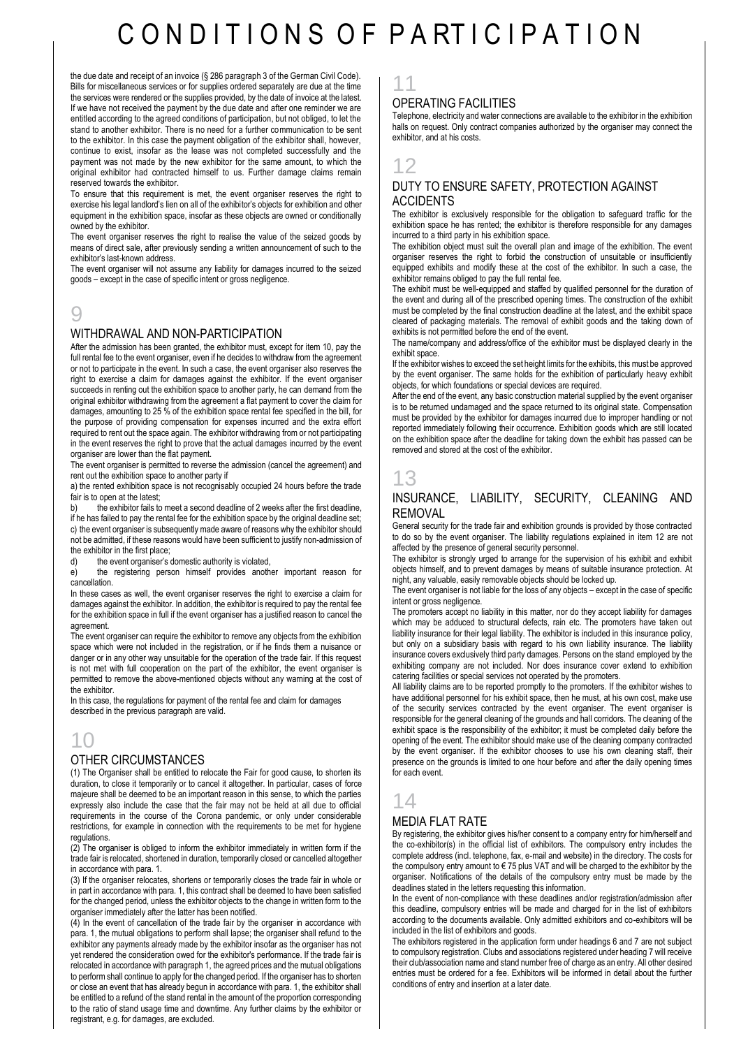# CONDITIONS OF PARTICIPATION

the due date and receipt of an invoice (§ 286 paragraph 3 of the German Civil Code). Bills for miscellaneous services or for supplies ordered separately are due at the time the services were rendered or the supplies provided, by the date of invoice at the latest. If we have not received the payment by the due date and after one reminder we are entitled according to the agreed conditions of participation, but not obliged, to let the stand to another exhibitor. There is no need for a further communication to be sent to the exhibitor. In this case the payment obligation of the exhibitor shall, however, continue to exist, insofar as the lease was not completed successfully and the payment was not made by the new exhibitor for the same amount, to which the original exhibitor had contracted himself to us. Further damage claims remain reserved towards the exhibitor.

To ensure that this requirement is met, the event organiser reserves the right to exercise his legal landlord's lien on all of the exhibitor's objects for exhibition and other equipment in the exhibition space, insofar as these objects are owned or conditionally owned by the exhibitor.

The event organiser reserves the right to realise the value of the seized goods by means of direct sale, after previously sending a written announcement of such to the exhibitor's last-known address.

The event organiser will not assume any liability for damages incurred to the seized goods – except in the case of specific intent or gross negligence.

## 9

### WITHDRAWAL AND NON-PARTICIPATION

After the admission has been granted, the exhibitor must, except for item 10, pay the full rental fee to the event organiser, even if he decides to withdraw from the agreement or not to participate in the event. In such a case, the event organiser also reserves the right to exercise a claim for damages against the exhibitor. If the event organiser succeeds in renting out the exhibition space to another party, he can demand from the original exhibitor withdrawing from the agreement a flat payment to cover the claim for damages, amounting to 25 % of the exhibition space rental fee specified in the bill, for the purpose of providing compensation for expenses incurred and the extra effort required to rent out the space again. The exhibitor withdrawing from or not participating in the event reserves the right to prove that the actual damages incurred by the event organiser are lower than the flat payment.

The event organiser is permitted to reverse the admission (cancel the agreement) and rent out the exhibition space to another party if

a) the rented exhibition space is not recognisably occupied 24 hours before the trade fair is to open at the latest;

b) the exhibitor fails to meet a second deadline of 2 weeks after the first deadline, if he has failed to pay the rental fee for the exhibition space by the original deadline set;

c) the event organiser is subsequently made aware of reasons why the exhibitor should not be admitted, if these reasons would have been sufficient to justify non-admission of the exhibitor in the first place;

d) the event organiser's domestic authority is violated,

e) the registering person himself provides another important reason for cancellation.

In these cases as well, the event organiser reserves the right to exercise a claim for damages against the exhibitor. In addition, the exhibitor is required to pay the rental fee for the exhibition space in full if the event organiser has a justified reason to cancel the agreement.

The event organiser can require the exhibitor to remove any objects from the exhibition space which were not included in the registration, or if he finds them a nuisance or danger or in any other way unsuitable for the operation of the trade fair. If this request is not met with full cooperation on the part of the exhibitor, the event organiser is permitted to remove the above-mentioned objects without any warning at the cost of the exhibitor.

In this case, the regulations for payment of the rental fee and claim for damages described in the previous paragraph are valid.

## 10

### OTHER CIRCUMSTANCES

(1) The Organiser shall be entitled to relocate the Fair for good cause, to shorten its duration, to close it temporarily or to cancel it altogether. In particular, cases of force majeure shall be deemed to be an important reason in this sense, to which the parties expressly also include the case that the fair may not be held at all due to official requirements in the course of the Corona pandemic, or only under considerable restrictions, for example in connection with the requirements to be met for hygiene regulations.

(2) The organiser is obliged to inform the exhibitor immediately in written form if the trade fair is relocated, shortened in duration, temporarily closed or cancelled altogether in accordance with para. 1.

(3) If the organiser relocates, shortens or temporarily closes the trade fair in whole or in part in accordance with para. 1, this contract shall be deemed to have been satisfied for the changed period, unless the exhibitor objects to the change in written form to the organiser immediately after the latter has been notified.

(4) In the event of cancellation of the trade fair by the organiser in accordance with para. 1, the mutual obligations to perform shall lapse; the organiser shall refund to the exhibitor any payments already made by the exhibitor insofar as the organiser has not yet rendered the consideration owed for the exhibitor's performance. If the trade fair is relocated in accordance with paragraph 1, the agreed prices and the mutual obligations to perform shall continue to apply for the changed period. If the organiser has to shorten or close an event that has already begun in accordance with para. 1, the exhibitor shall be entitled to a refund of the stand rental in the amount of the proportion corresponding to the ratio of stand usage time and downtime. Any further claims by the exhibitor or registrant, e.g. for damages, are excluded.

## 11

### OPERATING FACILITIES

Telephone, electricity and water connections are available to the exhibitor in the exhibition halls on request. Only contract companies authorized by the organiser may connect the exhibitor, and at his costs.

## 12

### DUTY TO ENSURE SAFETY, PROTECTION AGAINST ACCIDENTS

The exhibitor is exclusively responsible for the obligation to safeguard traffic for the exhibition space he has rented; the exhibitor is therefore responsible for any damages incurred to a third party in his exhibition space.

The exhibition object must suit the overall plan and image of the exhibition. The event organiser reserves the right to forbid the construction of unsuitable or insufficiently equipped exhibits and modify these at the cost of the exhibitor. In such a case, the exhibitor remains obliged to pay the full rental fee.

The exhibit must be well-equipped and staffed by qualified personnel for the duration of the event and during all of the prescribed opening times. The construction of the exhibit must be completed by the final construction deadline at the latest, and the exhibit space cleared of packaging materials. The removal of exhibit goods and the taking down of exhibits is not permitted before the end of the event.

The name/company and address/office of the exhibitor must be displayed clearly in the exhibit space.

If the exhibitor wishes to exceed the set height limits for the exhibits, this must be approved by the event organiser. The same holds for the exhibition of particularly heavy exhibit objects, for which foundations or special devices are required.

After the end of the event, any basic construction material supplied by the event organiser is to be returned undamaged and the space returned to its original state. Compensation must be provided by the exhibitor for damages incurred due to improper handling or not reported immediately following their occurrence. Exhibition goods which are still located on the exhibition space after the deadline for taking down the exhibit has passed can be removed and stored at the cost of the exhibitor.

## 13

### INSURANCE, LIABILITY, SECURITY, CLEANING AND REMOVAL

General security for the trade fair and exhibition grounds is provided by those contracted to do so by the event organiser. The liability regulations explained in item 12 are not affected by the presence of general security personnel.

The exhibitor is strongly urged to arrange for the supervision of his exhibit and exhibit objects himself, and to prevent damages by means of suitable insurance protection. At night, any valuable, easily removable objects should be locked up.

The event organiser is not liable for the loss of any objects – except in the case of specific intent or gross negligence.

The promoters accept no liability in this matter, nor do they accept liability for damages which may be adduced to structural defects, rain etc. The promoters have taken out liability insurance for their legal liability. The exhibitor is included in this insurance policy, but only on a subsidiary basis with regard to his own liability insurance. The liability insurance covers exclusively third party damages. Persons on the stand employed by the exhibiting company are not included. Nor does insurance cover extend to exhibition catering facilities or special services not operated by the promoters.

All liability claims are to be reported promptly to the promoters. If the exhibitor wishes to have additional personnel for his exhibit space, then he must, at his own cost, make use of the security services contracted by the event organiser. The event organiser is responsible for the general cleaning of the grounds and hall corridors. The cleaning of the exhibit space is the responsibility of the exhibitor; it must be completed daily before the opening of the event. The exhibitor should make use of the cleaning company contracted by the event organiser. If the exhibitor chooses to use his own cleaning staff, their presence on the grounds is limited to one hour before and after the daily opening times for each event.

## 14

### MEDIA FLAT RATE

By registering, the exhibitor gives his/her consent to a company entry for him/herself and the co-exhibitor(s) in the official list of exhibitors. The compulsory entry includes the complete address (incl. telephone, fax, e-mail and website) in the directory. The costs for the compulsory entry amount to € 75 plus VAT and will be charged to the exhibitor by the organiser. Notifications of the details of the compulsory entry must be made by the deadlines stated in the letters requesting this information.

In the event of non-compliance with these deadlines and/or registration/admission after this deadline, compulsory entries will be made and charged for in the list of exhibitors according to the documents available. Only admitted exhibitors and co-exhibitors will be included in the list of exhibitors and goods.

The exhibitors registered in the application form under headings 6 and 7 are not subject to compulsory registration. Clubs and associations registered under heading 7 will receive their club/association name and stand number free of charge as an entry. All other desired entries must be ordered for a fee. Exhibitors will be informed in detail about the further conditions of entry and insertion at a later date.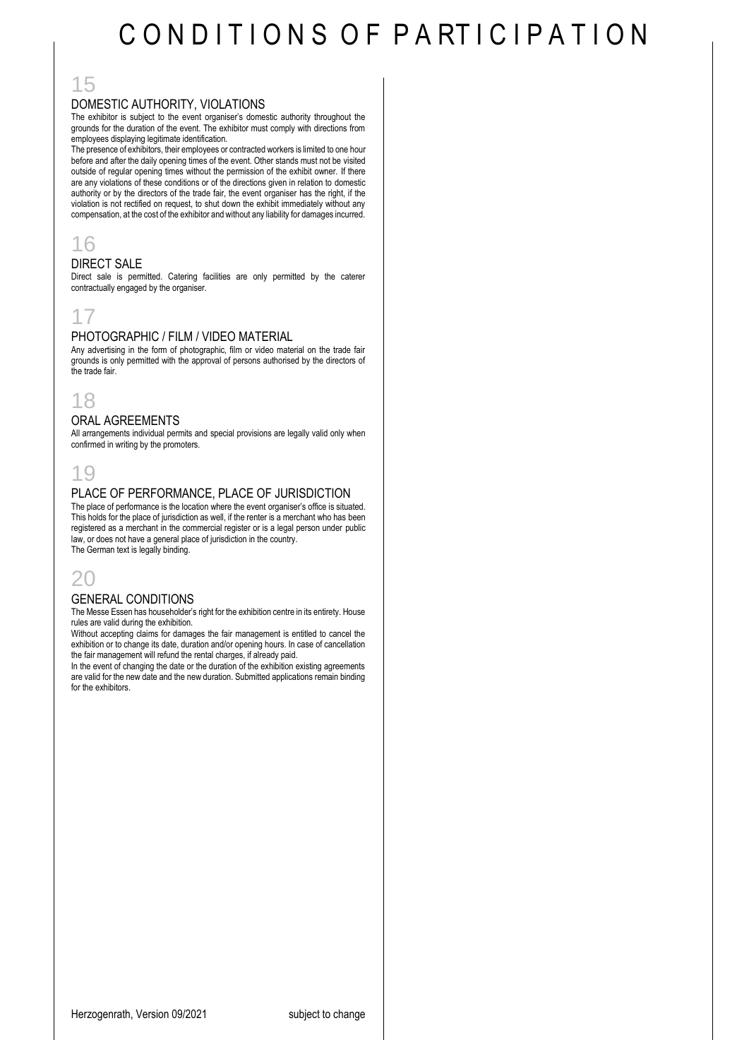# CONDITIONS OF PARTICIPATION

## 15

### DOMESTIC AUTHORITY, VIOLATIONS

The exhibitor is subject to the event organiser's domestic authority throughout the grounds for the duration of the event. The exhibitor must comply with directions from employees displaying legitimate identification.

The presence of exhibitors, their employees or contracted workers is limited to one hour before and after the daily opening times of the event. Other stands must not be visited outside of regular opening times without the permission of the exhibit owner. If there are any violations of these conditions or of the directions given in relation to domestic authority or by the directors of the trade fair, the event organiser has the right, if the violation is not rectified on request, to shut down the exhibit immediately without any compensation, at the cost of the exhibitor and without any liability for damages incurred.

## 16

### DIRECT SALE

Direct sale is permitted. Catering facilities are only permitted by the caterer contractually engaged by the organiser.

## 17

### PHOTOGRAPHIC / FILM / VIDEO MATERIAL

Any advertising in the form of photographic, film or video material on the trade fair grounds is only permitted with the approval of persons authorised by the directors of the trade fair.

## 18

### ORAL AGREEMENTS

All arrangements individual permits and special provisions are legally valid only when confirmed in writing by the promoters.

## 19

### PLACE OF PERFORMANCE, PLACE OF JURISDICTION

The place of performance is the location where the event organiser's office is situated. This holds for the place of jurisdiction as well, if the renter is a merchant who has been registered as a merchant in the commercial register or is a legal person under public law, or does not have a general place of jurisdiction in the country.

The German text is legally binding.

## 20

### GENERAL CONDITIONS

The Messe Essen has householder's right for the exhibition centre in its entirety. House rules are valid during the exhibition.

Without accepting claims for damages the fair management is entitled to cancel the exhibition or to change its date, duration and/or opening hours. In case of cancellation the fair management will refund the rental charges, if already paid.

In the event of changing the date or the duration of the exhibition existing agreements are valid for the new date and the new duration. Submitted applications remain binding for the exhibitors.

Herzogenrath, Version 09/2021 subject to change